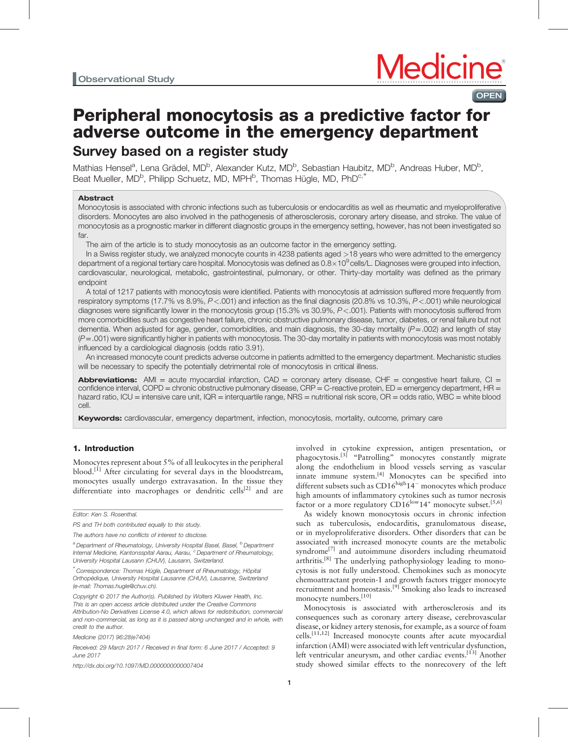Observational Study

# Peripheral monocytosis as a predictive factor for adverse outcome in the emergency department

## Survey based on a register study

Mathias Hensel[a], Lena Grädel, MD[b], Alexander Kutz, MD[b], Sebastian Haubitz, MD[b], Andreas Huber, MD[b], Beat Mueller, MD[b], Philipp Schuetz, MD, MPH[b], Thomas Hügle, MD, PhD[c,*]

### Abstract

Monocytosis is associated with chronic infections such as tuberculosis or endocarditis as well as rheumatic and myeloproliferative disorders. Monocytes are also involved in the pathogenesis of atherosclerosis, coronary artery disease, and stroke. The value of monocytosis as a prognostic marker in different diagnostic groups in the emergency setting, however, has not been investigated so far.

The aim of the article is to study monocytosis as an outcome factor in the emergency setting.

In a Swiss register study, we analyzed monocyte counts in 4238 patients aged >18 years who were admitted to the emergency department of a regional tertiary care hospital. Monocytosis was defined as $0.8\times10^9$ cells/L. Diagnoses were grouped into infection, cardiovascular, neurological, metabolic, gastrointestinal, pulmonary, or other. Thirty-day mortality was defined as the primary endpoint

A total of 1217 patients with monocytosis were identified. Patients with monocytosis at admission suffered more frequently from respiratory symptoms (17.7% vs 8.9%, $P<.001$) and infection as the final diagnosis (20.8% vs 10.3%, $P<.001$) while neurological diagnoses were significantly lower in the monocytosis group (15.3% vs 30.9%, $P<.001$). Patients with monocytosis suffered from more comorbidities such as congestive heart failure, chronic obstructive pulmonary disease, tumor, diabetes, or renal failure but not dementia. When adjusted for age, gender, comorbidities, and main diagnosis, the 30-day mortality ($P=.002$) and length of stay ($P=.001$) were significantly higher in patients with monocytosis. The 30-day mortality in patients with monocytosis was most notably influenced by a cardiological diagnosis (odds ratio 3.91).

An increased monocyte count predicts adverse outcome in patients admitted to the emergency department. Mechanistic studies will be necessary to specify the potentially detrimental role of monocytosis in critical illness.

**Abbreviations:** AMI = acute myocardial infarction, CAD = coronary artery disease, CHF = congestive heart failure, CI = confidence interval, COPD = chronic obstructive pulmonary disease, CRP = C-reactive protein, ED = emergency department, HR = hazard ratio, ICU = intensive care unit, IQR = interquartile range, NRS = nutritional risk score, OR = odds ratio, WBC = white blood cell.

**Keywords:** cardiovascular, emergency department, infection, monocytosis, mortality, outcome, primary care

### 1. Introduction

Monocytes represent about 5% of all leukocytes in the peripheral blood.[1] After circulating for several days in the bloodstream, monocytes usually undergo extravasation. In the tissue they differentiate into macrophages or dendritic cells[2] and are involved in cytokine expression, antigen presentation, or phagocytosis.[3] "Patrolling" monocytes constantly migrate along the endothelium in blood vessels serving as vascular innate immune system.[4] Monocytes can be specified into different subsets such as CD16$^{high}$14$^{-}$ monocytes which produce high amounts of inflammatory cytokines such as tumor necrosis factor or a more regulatory CD16$^{low}$14$^{+}$ monocyte subset.[5,6]

As widely known monocytosis occurs in chronic infection such as tuberculosis, endocarditis, granulomatous disease, or in myeloproliferative disorders. Other disorders that can be associated with increased monocyte counts are the metabolic syndrome[7] and autoimmune disorders including rheumatoid arthritis.[8] The underlying pathophysiology leading to monocytosis is not fully understood. Chemokines such as monocyte chemoattractant protein-1 and growth factors trigger monocyte recruitment and homeostasis.[9] Smoking also leads to increased monocyte numbers.[10]

Monocytosis is associated with artherosclerosis and its consequences such as coronary artery disease, cerebrovascular disease, or kidney artery stenosis, for example, as a source of foam cells.[11,12] Increased monocyte counts after acute myocardial infarction (AMI) were associated with left ventricular dysfunction, left ventricular aneurysm, and other cardiac events.[13] Another study showed similar effects to the nonrecovery of the left

---

Editor: Ken S. Rosenthal.

PS and TH both contributed equally to this study.

The authors have no conflicts of interest to disclose.

[a] Department of Rheumatology, University Hospital Basel, Basel, [b] Department Internal Medicine, Kantonsspital Aarau, Aarau, [c] Department of Rheumatology, University Hospital Lausann (CHUV), Lausann, Switzerland.

[*] Correspondence: Thomas Hügle, Department of Rheumatology, Hôpital Orthopédique, University Hospital Lausanne (CHUV), Lausanne, Switzerland (e-mail: Thomas.hugle@chuv.ch).

Copyright © 2017 the Author(s). Published by Wolters Kluwer Health, Inc. This is an open access article distributed under the Creative Commons Attribution-No Derivatives License 4.0, which allows for redistribution, commercial and non-commercial, as long as it is passed along unchanged and in whole, with credit to the author.

Medicine (2017) 96:28(e7404)

Received: 29 March 2017 / Received in final form: 6 June 2017 / Accepted: 9 June 2017

http://dx.doi.org/10.1097/MD.0000000000007404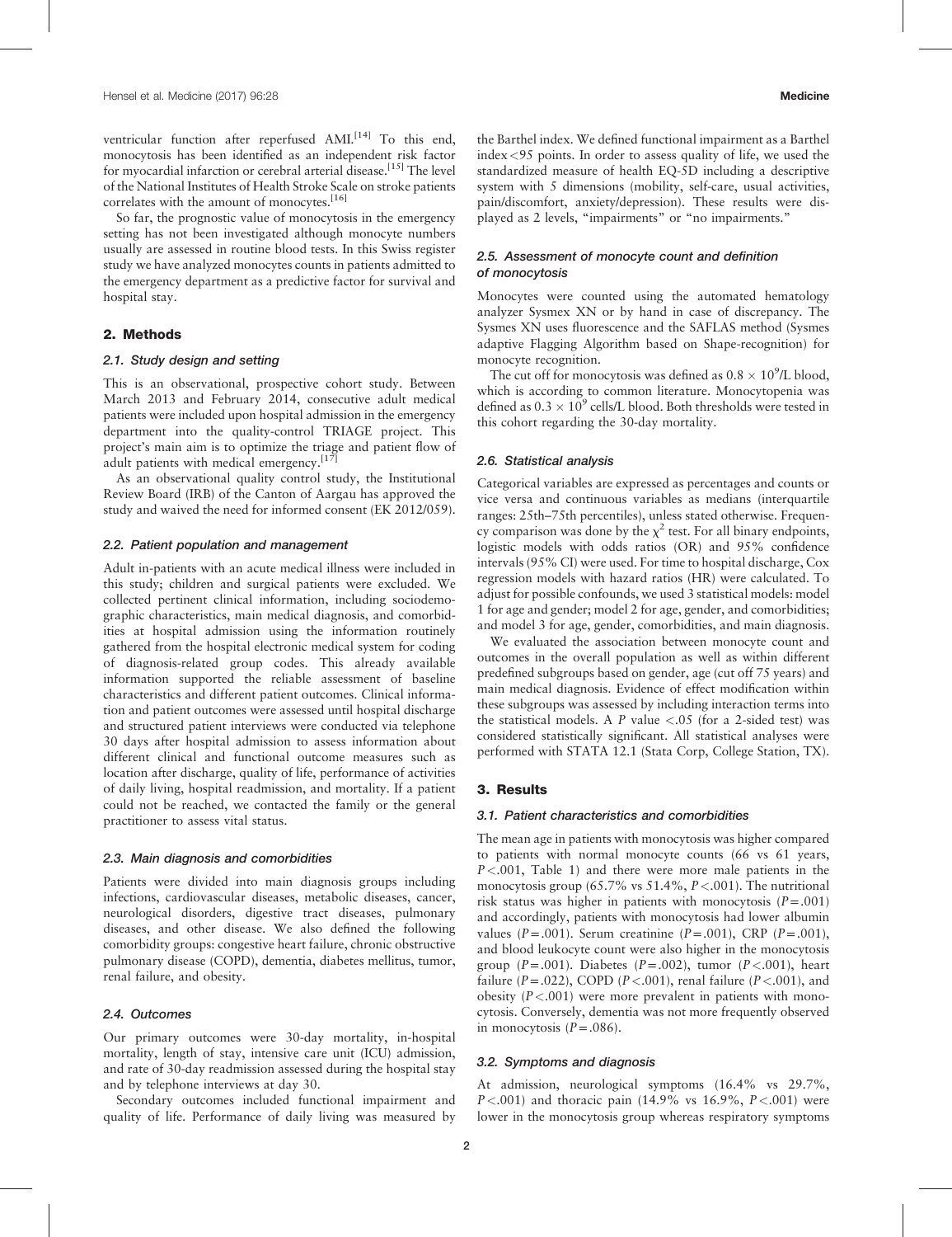ventricular function after reperfused AMI.[14] To this end, monocytosis has been identified as an independent risk factor for myocardial infarction or cerebral arterial disease.[15] The level of the National Institutes of Health Stroke Scale on stroke patients correlates with the amount of monocytes.[16]

So far, the prognostic value of monocytosis in the emergency setting has not been investigated although monocyte numbers usually are assessed in routine blood tests. In this Swiss register study we have analyzed monocytes counts in patients admitted to the emergency department as a predictive factor for survival and hospital stay.

## 2. Methods

### 2.1. Study design and setting

This is an observational, prospective cohort study. Between March 2013 and February 2014, consecutive adult medical patients were included upon hospital admission in the emergency department into the quality-control TRIAGE project. This project's main aim is to optimize the triage and patient flow of adult patients with medical emergency.[17]

As an observational quality control study, the Institutional Review Board (IRB) of the Canton of Aargau has approved the study and waived the need for informed consent (EK 2012/059).

### 2.2. Patient population and management

Adult in-patients with an acute medical illness were included in this study; children and surgical patients were excluded. We collected pertinent clinical information, including sociodemographic characteristics, main medical diagnosis, and comorbidities at hospital admission using the information routinely gathered from the hospital electronic medical system for coding of diagnosis-related group codes. This already available information supported the reliable assessment of baseline characteristics and different patient outcomes. Clinical information and patient outcomes were assessed until hospital discharge and structured patient interviews were conducted via telephone 30 days after hospital admission to assess information about different clinical and functional outcome measures such as location after discharge, quality of life, performance of activities of daily living, hospital readmission, and mortality. If a patient could not be reached, we contacted the family or the general practitioner to assess vital status.

### 2.3. Main diagnosis and comorbidities

Patients were divided into main diagnosis groups including infections, cardiovascular diseases, metabolic diseases, cancer, neurological disorders, digestive tract diseases, pulmonary diseases, and other disease. We also defined the following comorbidity groups: congestive heart failure, chronic obstructive pulmonary disease (COPD), dementia, diabetes mellitus, tumor, renal failure, and obesity.

### 2.4. Outcomes

Our primary outcomes were 30-day mortality, in-hospital mortality, length of stay, intensive care unit (ICU) admission, and rate of 30-day readmission assessed during the hospital stay and by telephone interviews at day 30.

Secondary outcomes included functional impairment and quality of life. Performance of daily living was measured by the Barthel index. We defined functional impairment as a Barthel index <95 points. In order to assess quality of life, we used the standardized measure of health EQ-5D including a descriptive system with 5 dimensions (mobility, self-care, usual activities, pain/discomfort, anxiety/depression). These results were displayed as 2 levels, "impairments" or "no impairments."

### 2.5. Assessment of monocyte count and definition of monocytosis

Monocytes were counted using the automated hematology analyzer Sysmex XN or by hand in case of discrepancy. The Sysmes XN uses fluorescence and the SAFLAS method (Sysmes adaptive Flagging Algorithm based on Shape-recognition) for monocyte recognition.

The cut off for monocytosis was defined as $0.8 \times 10^9$/L blood, which is according to common literature. Monocytopenia was defined as $0.3 \times 10^9$ cells/L blood. Both thresholds were tested in this cohort regarding the 30-day mortality.

### 2.6. Statistical analysis

Categorical variables are expressed as percentages and counts or vice versa and continuous variables as medians (interquartile ranges: 25th–75th percentiles), unless stated otherwise. Frequency comparison was done by the $\chi^2$ test. For all binary endpoints, logistic models with odds ratios (OR) and 95% confidence intervals (95% CI) were used. For time to hospital discharge, Cox regression models with hazard ratios (HR) were calculated. To adjust for possible confounds, we used 3 statistical models: model 1 for age and gender; model 2 for age, gender, and comorbidities; and model 3 for age, gender, comorbidities, and main diagnosis.

We evaluated the association between monocyte count and outcomes in the overall population as well as within different predefined subgroups based on gender, age (cut off 75 years) and main medical diagnosis. Evidence of effect modification within these subgroups was assessed by including interaction terms into the statistical models. A $P$ value <.05 (for a 2-sided test) was considered statistically significant. All statistical analyses were performed with STATA 12.1 (Stata Corp, College Station, TX).

## 3. Results

### 3.1. Patient characteristics and comorbidities

The mean age in patients with monocytosis was higher compared to patients with normal monocyte counts (66 vs 61 years, $P<.001$, Table 1) and there were more male patients in the monocytosis group (65.7% vs 51.4%, $P<.001$). The nutritional risk status was higher in patients with monocytosis ($P=.001$) and accordingly, patients with monocytosis had lower albumin values ($P=.001$). Serum creatinine ($P=.001$), CRP ($P=.001$), and blood leukocyte count were also higher in the monocytosis group ($P=.001$). Diabetes ($P=.002$), tumor ($P<.001$), heart failure ($P=.022$), COPD ($P<.001$), renal failure ($P<.001$), and obesity ($P<.001$) were more prevalent in patients with monocytosis. Conversely, dementia was not more frequently observed in monocytosis ($P=.086$).

### 3.2. Symptoms and diagnosis

At admission, neurological symptoms (16.4% vs 29.7%, $P<.001$) and thoracic pain (14.9% vs 16.9%, $P<.001$) were lower in the monocytosis group whereas respiratory symptoms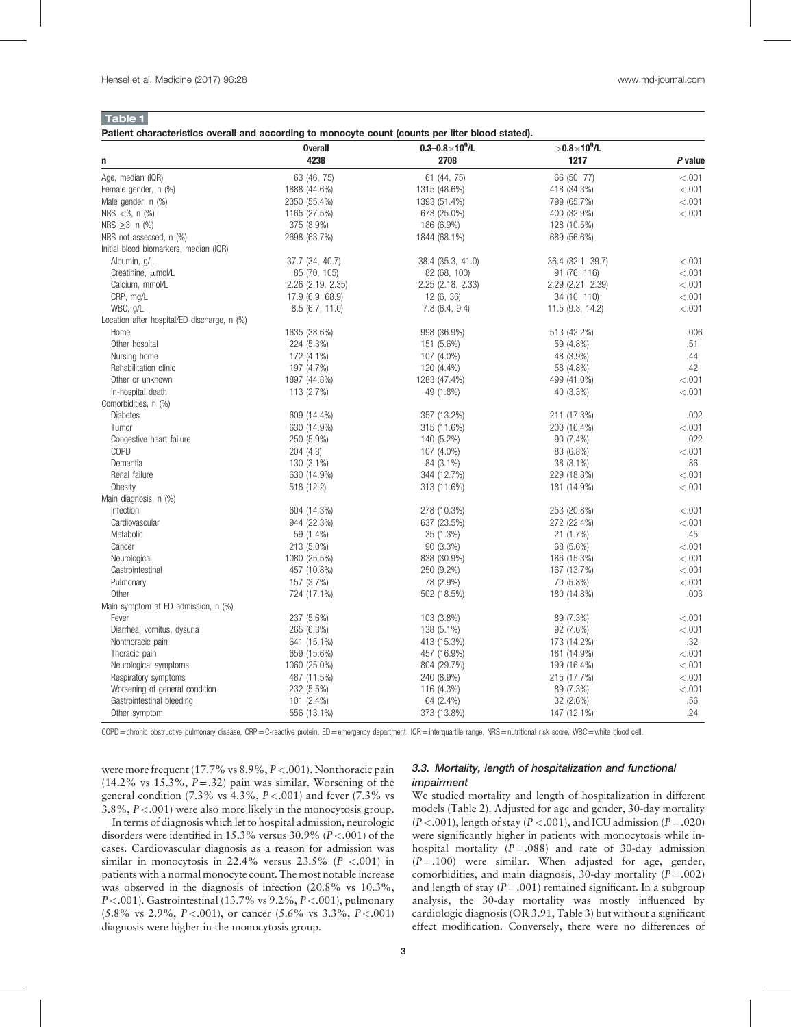**Table 1**

**Patient characteristics overall and according to monocyte count (counts per liter blood stated).**

| n | Overall 4238 | $0.3–0.8\times10^9$/L 2708 | $>0.8\times10^9$/L 1217 | P value |
|---|---|---|---|---|
| Age, median (IQR) | 63 (46, 75) | 61 (44, 75) | 66 (50, 77) | <.001 |
| Female gender, n (%) | 1888 (44.6%) | 1315 (48.6%) | 418 (34.3%) | <.001 |
| Male gender, n (%) | 2350 (55.4%) | 1393 (51.4%) | 799 (65.7%) | <.001 |
| NRS <3, n (%) | 1165 (27.5%) | 678 (25.0%) | 400 (32.9%) | <.001 |
| NRS ≥3, n (%) | 375 (8.9%) | 186 (6.9%) | 128 (10.5%) | |
| NRS not assessed, n (%) | 2698 (63.7%) | 1844 (68.1%) | 689 (56.6%) | |
| Initial blood biomarkers, median (IQR) | | | | |
| Albumin, g/L | 37.7 (34, 40.7) | 38.4 (35.3, 41.0) | 36.4 (32.1, 39.7) | <.001 |
| Creatinine, μmol/L | 85 (70, 105) | 82 (68, 100) | 91 (76, 116) | <.001 |
| Calcium, mmol/L | 2.26 (2.19, 2.35) | 2.25 (2.18, 2.33) | 2.29 (2.21, 2.39) | <.001 |
| CRP, mg/L | 17.9 (6.9, 68.9) | 12 (6, 36) | 34 (10, 110) | <.001 |
| WBC, g/L | 8.5 (6.7, 11.0) | 7.8 (6.4, 9.4) | 11.5 (9.3, 14.2) | <.001 |
| Location after hospital/ED discharge, n (%) | | | | |
| Home | 1635 (38.6%) | 998 (36.9%) | 513 (42.2%) | .006 |
| Other hospital | 224 (5.3%) | 151 (5.6%) | 59 (4.8%) | .51 |
| Nursing home | 172 (4.1%) | 107 (4.0%) | 48 (3.9%) | .44 |
| Rehabilitation clinic | 197 (4.7%) | 120 (4.4%) | 58 (4.8%) | .42 |
| Other or unknown | 1897 (44.8%) | 1283 (47.4%) | 499 (41.0%) | <.001 |
| In-hospital death | 113 (2.7%) | 49 (1.8%) | 40 (3.3%) | <.001 |
| Comorbidities, n (%) | | | | |
| Diabetes | 609 (14.4%) | 357 (13.2%) | 211 (17.3%) | .002 |
| Tumor | 630 (14.9%) | 315 (11.6%) | 200 (16.4%) | <.001 |
| Congestive heart failure | 250 (5.9%) | 140 (5.2%) | 90 (7.4%) | .022 |
| COPD | 204 (4.8) | 107 (4.0%) | 83 (6.8%) | <.001 |
| Dementia | 130 (3.1%) | 84 (3.1%) | 38 (3.1%) | .86 |
| Renal failure | 630 (14.9%) | 344 (12.7%) | 229 (18.8%) | <.001 |
| Obesity | 518 (12.2) | 313 (11.6%) | 181 (14.9%) | <.001 |
| Main diagnosis, n (%) | | | | |
| Infection | 604 (14.3%) | 278 (10.3%) | 253 (20.8%) | <.001 |
| Cardiovascular | 944 (22.3%) | 637 (23.5%) | 272 (22.4%) | <.001 |
| Metabolic | 59 (1.4%) | 35 (1.3%) | 21 (1.7%) | .45 |
| Cancer | 213 (5.0%) | 90 (3.3%) | 68 (5.6%) | <.001 |
| Neurological | 1080 (25.5%) | 838 (30.9%) | 186 (15.3%) | <.001 |
| Gastrointestinal | 457 (10.8%) | 250 (9.2%) | 167 (13.7%) | <.001 |
| Pulmonary | 157 (3.7%) | 78 (2.9%) | 70 (5.8%) | <.001 |
| Other | 724 (17.1%) | 502 (18.5%) | 180 (14.8%) | .003 |
| Main symptom at ED admission, n (%) | | | | |
| Fever | 237 (5.6%) | 103 (3.8%) | 89 (7.3%) | <.001 |
| Diarrhea, vomitus, dysuria | 265 (6.3%) | 138 (5.1%) | 92 (7.6%) | <.001 |
| Nonthoracic pain | 641 (15.1%) | 413 (15.3%) | 173 (14.2%) | .32 |
| Thoracic pain | 659 (15.6%) | 457 (16.9%) | 181 (14.9%) | <.001 |
| Neurological symptoms | 1060 (25.0%) | 804 (29.7%) | 199 (16.4%) | <.001 |
| Respiratory symptoms | 487 (11.5%) | 240 (8.9%) | 215 (17.7%) | <.001 |
| Worsening of general condition | 232 (5.5%) | 116 (4.3%) | 89 (7.3%) | <.001 |
| Gastrointestinal bleeding | 101 (2.4%) | 64 (2.4%) | 32 (2.6%) | .56 |
| Other symptom | 556 (13.1%) | 373 (13.8%) | 147 (12.1%) | .24 |

COPD = chronic obstructive pulmonary disease, CRP = C-reactive protein, ED = emergency department, IQR = interquartile range, NRS = nutritional risk score, WBC = white blood cell.

were more frequent (17.7% vs 8.9%, $P<.001$). Nonthoracic pain (14.2% vs 15.3%, $P=.32$) pain was similar. Worsening of the general condition (7.3% vs 4.3%, $P<.001$) and fever (7.3% vs 3.8%, $P<.001$) were also more likely in the monocytosis group.

In terms of diagnosis which let to hospital admission, neurologic disorders were identified in 15.3% versus 30.9% ($P<.001$) of the cases. Cardiovascular diagnosis as a reason for admission was similar in monocytosis in 22.4% versus 23.5% ($P<.001$) in patients with a normal monocyte count. The most notable increase was observed in the diagnosis of infection (20.8% vs 10.3%, $P<.001$). Gastrointestinal (13.7% vs 9.2%, $P<.001$), pulmonary (5.8% vs 2.9%, $P<.001$), or cancer (5.6% vs 3.3%, $P<.001$) diagnosis were higher in the monocytosis group.

### 3.3. Mortality, length of hospitalization and functional impairment

We studied mortality and length of hospitalization in different models (Table 2). Adjusted for age and gender, 30-day mortality ($P<.001$), length of stay ($P<.001$), and ICU admission ($P=.020$) were significantly higher in patients with monocytosis while in-hospital mortality ($P=.088$) and rate of 30-day admission ($P=.100$) were similar. When adjusted for age, gender, comorbidities, and main diagnosis, 30-day mortality ($P=.002$) and length of stay ($P=.001$) remained significant. In a subgroup analysis, the 30-day mortality was mostly influenced by cardiologic diagnosis (OR 3.91, Table 3) but without a significant effect modification. Conversely, there were no differences of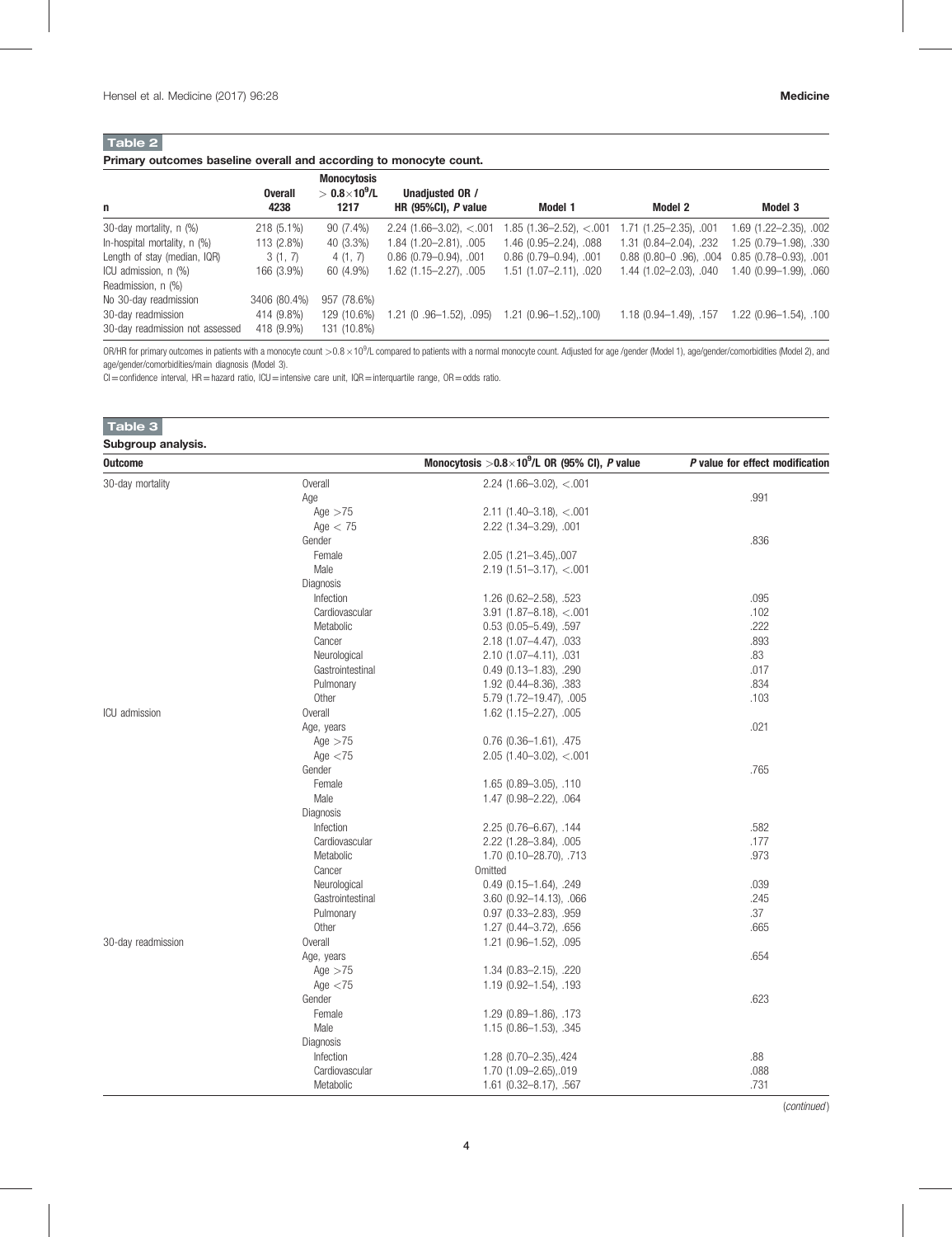**Table 2**

**Primary outcomes baseline overall and according to monocyte count.**

| n | Overall 4238 | Monocytosis $> 0.8\times10^9$/L 1217 | Unadjusted OR / HR (95%CI), *P* value | Model 1 | Model 2 | Model 3 |
|---|---|---|---|---|---|---|
| 30-day mortality, n (%) | 218 (5.1%) | 90 (7.4%) | 2.24 (1.66–3.02), <.001 | 1.85 (1.36–2.52), <.001 | 1.71 (1.25–2.35), .001 | 1.69 (1.22–2.35), .002 |
| In-hospital mortality, n (%) | 113 (2.8%) | 40 (3.3%) | 1.84 (1.20–2.81), .005 | 1.46 (0.95–2.24), .088 | 1.31 (0.84–2.04), .232 | 1.25 (0.79–1.98), .330 |
| Length of stay (median, IQR) | 3 (1, 7) | 4 (1, 7) | 0.86 (0.79–0.94), .001 | 0.86 (0.79–0.94), .001 | 0.88 (0.80–0 .96), .004 | 0.85 (0.78–0.93), .001 |
| ICU admission, n (%) | 166 (3.9%) | 60 (4.9%) | 1.62 (1.15–2.27), .005 | 1.51 (1.07–2.11), .020 | 1.44 (1.02–2.03), .040 | 1.40 (0.99–1.99), .060 |
| Readmission, n (%) | | | | | | |
| No 30-day readmission | 3406 (80.4%) | 957 (78.6%) | | | | |
| 30-day readmission | 414 (9.8%) | 129 (10.6%) | 1.21 (0 .96–1.52), .095) | 1.21 (0.96–1.52),.100) | 1.18 (0.94–1.49), .157 | 1.22 (0.96–1.54), .100 |
| 30-day readmission not assessed | 418 (9.9%) | 131 (10.8%) | | | | |

OR/HR for primary outcomes in patients with a monocyte count $>0.8\times10^9$/L compared to patients with a normal monocyte count. Adjusted for age /gender (Model 1), age/gender/comorbidities (Model 2), and age/gender/comorbidities/main diagnosis (Model 3).

CI = confidence interval, HR = hazard ratio, ICU = intensive care unit, IQR = interquartile range, OR = odds ratio.

**Table 3**

**Subgroup analysis.**

| Outcome | | Monocytosis $>0.8\times10^9$/L OR (95% CI), *P* value | *P* value for effect modification |
|---|---|---|---|
| 30-day mortality | Overall | 2.24 (1.66–3.02), <.001 | |
| | Age | | .991 |
| | Age >75 | 2.11 (1.40–3.18), <.001 | |
| | Age < 75 | 2.22 (1.34–3.29), .001 | |
| | Gender | | .836 |
| | Female | 2.05 (1.21–3.45),.007 | |
| | Male | 2.19 (1.51–3.17), <.001 | |
| | Diagnosis | | |
| | Infection | 1.26 (0.62–2.58), .523 | .095 |
| | Cardiovascular | 3.91 (1.87–8.18), <.001 | .102 |
| | Metabolic | 0.53 (0.05–5.49), .597 | .222 |
| | Cancer | 2.18 (1.07–4.47), .033 | .893 |
| | Neurological | 2.10 (1.07–4.11), .031 | .83 |
| | Gastrointestinal | 0.49 (0.13–1.83), .290 | .017 |
| | Pulmonary | 1.92 (0.44–8.36), .383 | .834 |
| | Other | 5.79 (1.72–19.47), .005 | .103 |
| ICU admission | Overall | 1.62 (1.15–2.27), .005 | |
| | Age, years | | .021 |
| | Age >75 | 0.76 (0.36–1.61), .475 | |
| | Age <75 | 2.05 (1.40–3.02), <.001 | |
| | Gender | | .765 |
| | Female | 1.65 (0.89–3.05), .110 | |
| | Male | 1.47 (0.98–2.22), .064 | |
| | Diagnosis | | |
| | Infection | 2.25 (0.76–6.67), .144 | .582 |
| | Cardiovascular | 2.22 (1.28–3.84), .005 | .177 |
| | Metabolic | 1.70 (0.10–28.70), .713 | .973 |
| | Cancer | Omitted | |
| | Neurological | 0.49 (0.15–1.64), .249 | .039 |
| | Gastrointestinal | 3.60 (0.92–14.13), .066 | .245 |
| | Pulmonary | 0.97 (0.33–2.83), .959 | .37 |
| | Other | 1.27 (0.44–3.72), .656 | .665 |
| 30-day readmission | Overall | 1.21 (0.96–1.52), .095 | |
| | Age, years | | .654 |
| | Age >75 | 1.34 (0.83–2.15), .220 | |
| | Age <75 | 1.19 (0.92–1.54), .193 | |
| | Gender | | .623 |
| | Female | 1.29 (0.89–1.86), .173 | |
| | Male | 1.15 (0.86–1.53), .345 | |
| | Diagnosis | | |
| | Infection | 1.28 (0.70–2.35),.424 | .88 |
| | Cardiovascular | 1.70 (1.09–2.65),.019 | .088 |
| | Metabolic | 1.61 (0.32–8.17), .567 | .731 |

(*continued*)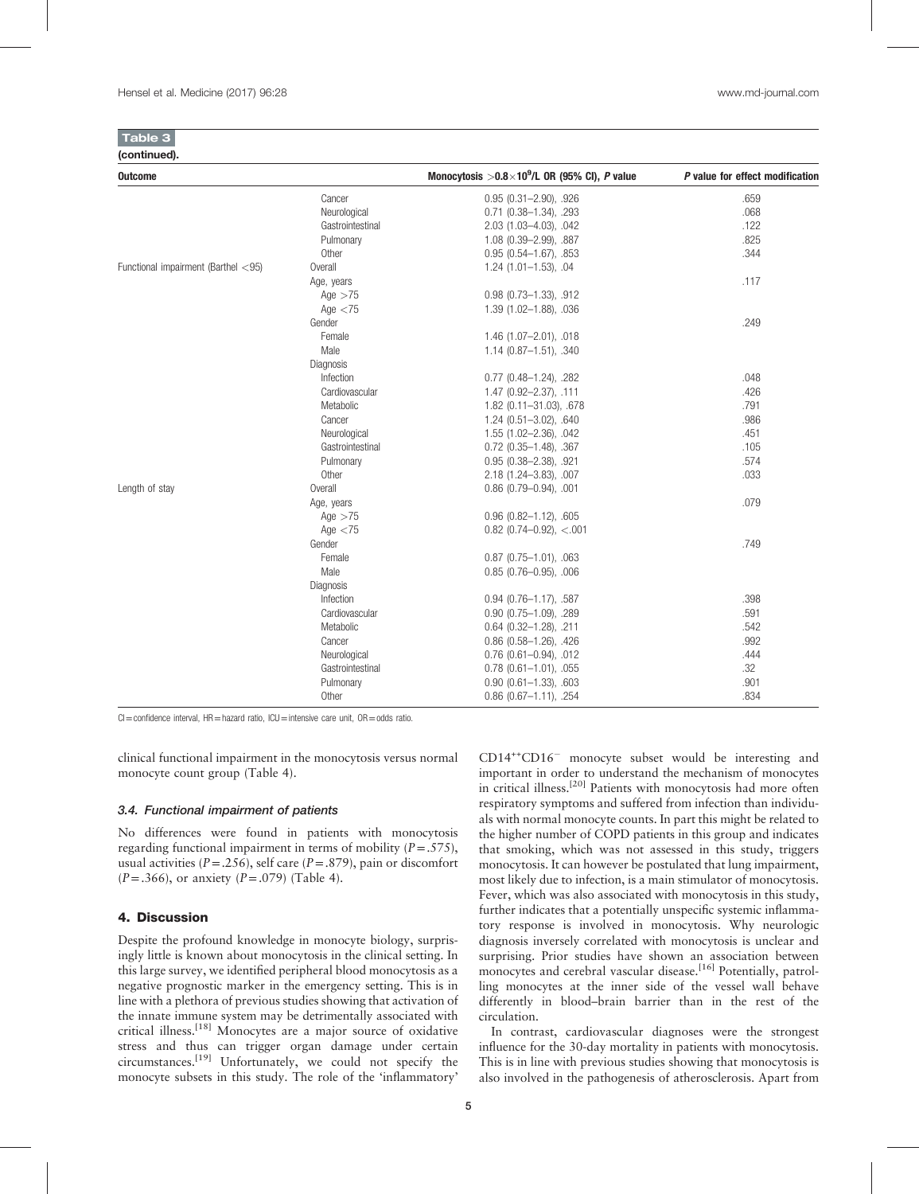**Table 3**

**(continued).**

| Outcome | | Monocytosis $>0.8\times10^9$/L OR (95% CI), *P* value | *P* value for effect modification |
|---|---|---|---|
| | Cancer | 0.95 (0.31–2.90), .926 | .659 |
| | Neurological | 0.71 (0.38–1.34), .293 | .068 |
| | Gastrointestinal | 2.03 (1.03–4.03), .042 | .122 |
| | Pulmonary | 1.08 (0.39–2.99), .887 | .825 |
| | Other | 0.95 (0.54–1.67), .853 | .344 |
| Functional impairment (Barthel <95) | Overall | 1.24 (1.01–1.53), .04 | |
| | Age, years | | .117 |
| | Age >75 | 0.98 (0.73–1.33), .912 | |
| | Age <75 | 1.39 (1.02–1.88), .036 | |
| | Gender | | .249 |
| | Female | 1.46 (1.07–2.01), .018 | |
| | Male | 1.14 (0.87–1.51), .340 | |
| | Diagnosis | | |
| | Infection | 0.77 (0.48–1.24), .282 | .048 |
| | Cardiovascular | 1.47 (0.92–2.37), .111 | .426 |
| | Metabolic | 1.82 (0.11–31.03), .678 | .791 |
| | Cancer | 1.24 (0.51–3.02), .640 | .986 |
| | Neurological | 1.55 (1.02–2.36), .042 | .451 |
| | Gastrointestinal | 0.72 (0.35–1.48), .367 | .105 |
| | Pulmonary | 0.95 (0.38–2.38), .921 | .574 |
| | Other | 2.18 (1.24–3.83), .007 | .033 |
| Length of stay | Overall | 0.86 (0.79–0.94), .001 | |
| | Age, years | | .079 |
| | Age >75 | 0.96 (0.82–1.12), .605 | |
| | Age <75 | 0.82 (0.74–0.92), <.001 | |
| | Gender | | .749 |
| | Female | 0.87 (0.75–1.01), .063 | |
| | Male | 0.85 (0.76–0.95), .006 | |
| | Diagnosis | | |
| | Infection | 0.94 (0.76–1.17), .587 | .398 |
| | Cardiovascular | 0.90 (0.75–1.09), .289 | .591 |
| | Metabolic | 0.64 (0.32–1.28), .211 | .542 |
| | Cancer | 0.86 (0.58–1.26), .426 | .992 |
| | Neurological | 0.76 (0.61–0.94), .012 | .444 |
| | Gastrointestinal | 0.78 (0.61–1.01), .055 | .32 |
| | Pulmonary | 0.90 (0.61–1.33), .603 | .901 |
| | Other | 0.86 (0.67–1.11), .254 | .834 |

CI = confidence interval, HR = hazard ratio, ICU = intensive care unit, OR = odds ratio.

clinical functional impairment in the monocytosis versus normal monocyte count group (Table 4).

### 3.4. Functional impairment of patients

No differences were found in patients with monocytosis regarding functional impairment in terms of mobility ($P=.575$), usual activities ($P=.256$), self care ($P=.879$), pain or discomfort ($P=.366$), or anxiety ($P=.079$) (Table 4).

## 4. Discussion

Despite the profound knowledge in monocyte biology, surprisingly little is known about monocytosis in the clinical setting. In this large survey, we identified peripheral blood monocytosis as a negative prognostic marker in the emergency setting. This is in line with a plethora of previous studies showing that activation of the innate immune system may be detrimentally associated with critical illness.[18] Monocytes are a major source of oxidative stress and thus can trigger organ damage under certain circumstances.[19] Unfortunately, we could not specify the monocyte subsets in this study. The role of the 'inflammatory' $CD14^{++}CD16^{-}$ monocyte subset would be interesting and important in order to understand the mechanism of monocytes in critical illness.[20] Patients with monocytosis had more often respiratory symptoms and suffered from infection than individuals with normal monocyte counts. In part this might be related to the higher number of COPD patients in this group and indicates that smoking, which was not assessed in this study, triggers monocytosis. It can however be postulated that lung impairment, most likely due to infection, is a main stimulator of monocytosis. Fever, which was also associated with monocytosis in this study, further indicates that a potentially unspecific systemic inflammatory response is involved in monocytosis. Why neurologic diagnosis inversely correlated with monocytosis is unclear and surprising. Prior studies have shown an association between monocytes and cerebral vascular disease.[16] Potentially, patrolling monocytes at the inner side of the vessel wall behave differently in blood–brain barrier than in the rest of the circulation.

In contrast, cardiovascular diagnoses were the strongest influence for the 30-day mortality in patients with monocytosis. This is in line with previous studies showing that monocytosis is also involved in the pathogenesis of atherosclerosis. Apart from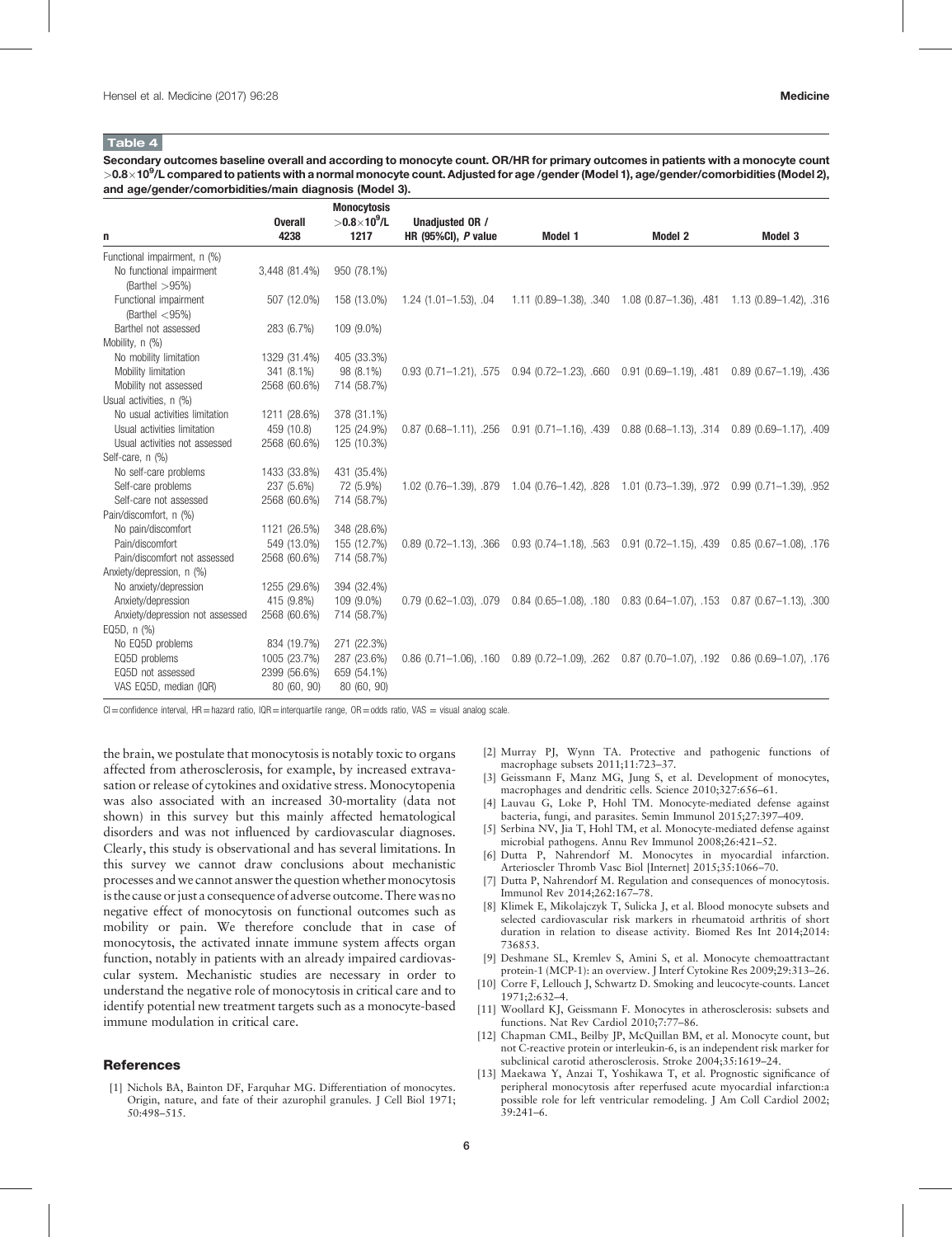**Table 4**

**Secondary outcomes baseline overall and according to monocyte count. OR/HR for primary outcomes in patients with a monocyte count $>0.8\times10^9$/L compared to patients with a normal monocyte count. Adjusted for age /gender (Model 1), age/gender/comorbidities (Model 2), and age/gender/comorbidities/main diagnosis (Model 3).**

| n | Overall 4238 | Monocytosis $>0.8\times10^9$/L 1217 | Unadjusted OR / HR (95%CI), *P* value | Model 1 | Model 2 | Model 3 |
|---|---|---|---|---|---|---|
| Functional impairment, n (%) | | | | | | |
| No functional impairment (Barthel >95%) | 3,448 (81.4%) | 950 (78.1%) | | | | |
| Functional impairment (Barthel <95%) | 507 (12.0%) | 158 (13.0%) | 1.24 (1.01–1.53), .04 | 1.11 (0.89–1.38), .340 | 1.08 (0.87–1.36), .481 | 1.13 (0.89–1.42), .316 |
| Barthel not assessed | 283 (6.7%) | 109 (9.0%) | | | | |
| Mobility, n (%) | | | | | | |
| No mobility limitation | 1329 (31.4%) | 405 (33.3%) | | | | |
| Mobility limitation | 341 (8.1%) | 98 (8.1%) | 0.93 (0.71–1.21), .575 | 0.94 (0.72–1.23), .660 | 0.91 (0.69–1.19), .481 | 0.89 (0.67–1.19), .436 |
| Mobility not assessed | 2568 (60.6%) | 714 (58.7%) | | | | |
| Usual activities, n (%) | | | | | | |
| No usual activities limitation | 1211 (28.6%) | 378 (31.1%) | | | | |
| Usual activities limitation | 459 (10.8) | 125 (24.9%) | 0.87 (0.68–1.11), .256 | 0.91 (0.71–1.16), .439 | 0.88 (0.68–1.13), .314 | 0.89 (0.69–1.17), .409 |
| Usual activities not assessed | 2568 (60.6%) | 125 (10.3%) | | | | |
| Self-care, n (%) | | | | | | |
| No self-care problems | 1433 (33.8%) | 431 (35.4%) | | | | |
| Self-care problems | 237 (5.6%) | 72 (5.9%) | 1.02 (0.76–1.39), .879 | 1.04 (0.76–1.42), .828 | 1.01 (0.73–1.39), .972 | 0.99 (0.71–1.39), .952 |
| Self-care not assessed | 2568 (60.6%) | 714 (58.7%) | | | | |
| Pain/discomfort, n (%) | | | | | | |
| No pain/discomfort | 1121 (26.5%) | 348 (28.6%) | | | | |
| Pain/discomfort | 549 (13.0%) | 155 (12.7%) | 0.89 (0.72–1.13), .366 | 0.93 (0.74–1.18), .563 | 0.91 (0.72–1.15), .439 | 0.85 (0.67–1.08), .176 |
| Pain/discomfort not assessed | 2568 (60.6%) | 714 (58.7%) | | | | |
| Anxiety/depression, n (%) | | | | | | |
| No anxiety/depression | 1255 (29.6%) | 394 (32.4%) | | | | |
| Anxiety/depression | 415 (9.8%) | 109 (9.0%) | 0.79 (0.62–1.03), .079 | 0.84 (0.65–1.08), .180 | 0.83 (0.64–1.07), .153 | 0.87 (0.67–1.13), .300 |
| Anxiety/depression not assessed | 2568 (60.6%) | 714 (58.7%) | | | | |
| EQ5D, n (%) | | | | | | |
| No EQ5D problems | 834 (19.7%) | 271 (22.3%) | | | | |
| EQ5D problems | 1005 (23.7%) | 287 (23.6%) | 0.86 (0.71–1.06), .160 | 0.89 (0.72–1.09), .262 | 0.87 (0.70–1.07), .192 | 0.86 (0.69–1.07), .176 |
| EQ5D not assessed | 2399 (56.6%) | 659 (54.1%) | | | | |
| VAS EQ5D, median (IQR) | 80 (60, 90) | 80 (60, 90) | | | | |

CI = confidence interval, HR = hazard ratio, IQR = interquartile range, OR = odds ratio, VAS = visual analog scale.

the brain, we postulate that monocytosis is notably toxic to organs affected from atherosclerosis, for example, by increased extravasation or release of cytokines and oxidative stress. Monocytopenia was also associated with an increased 30-mortality (data not shown) in this survey but this mainly affected hematological disorders and was not influenced by cardiovascular diagnoses. Clearly, this study is observational and has several limitations. In this survey we cannot draw conclusions about mechanistic processes and we cannot answer the question whether monocytosis is the cause or just a consequence of adverse outcome. There was no negative effect of monocytosis on functional outcomes such as mobility or pain. We therefore conclude that in case of monocytosis, the activated innate immune system affects organ function, notably in patients with an already impaired cardiovascular system. Mechanistic studies are necessary in order to understand the negative role of monocytosis in critical care and to identify potential new treatment targets such as a monocyte-based immune modulation in critical care.

## References

[1] Nichols BA, Bainton DF, Farquhar MG. Differentiation of monocytes. Origin, nature, and fate of their azurophil granules. J Cell Biol 1971; 50:498–515.

[2] Murray PJ, Wynn TA. Protective and pathogenic functions of macrophage subsets 2011;11:723–37.

[3] Geissmann F, Manz MG, Jung S, et al. Development of monocytes, macrophages and dendritic cells. Science 2010;327:656–61.

[4] Lauvau G, Loke P, Hohl TM. Monocyte-mediated defense against bacteria, fungi, and parasites. Semin Immunol 2015;27:397–409.

[5] Serbina NV, Jia T, Hohl TM, et al. Monocyte-mediated defense against microbial pathogens. Annu Rev Immunol 2008;26:421–52.

[6] Dutta P, Nahrendorf M. Monocytes in myocardial infarction. Arterioscler Thromb Vasc Biol [Internet] 2015;35:1066–70.

[7] Dutta P, Nahrendorf M. Regulation and consequences of monocytosis. Immunol Rev 2014;262:167–78.

[8] Klimek E, Mikolajczyk T, Sulicka J, et al. Blood monocyte subsets and selected cardiovascular risk markers in rheumatoid arthritis of short duration in relation to disease activity. Biomed Res Int 2014;2014: 736853.

[9] Deshmane SL, Kremlev S, Amini S, et al. Monocyte chemoattractant protein-1 (MCP-1): an overview. J Interf Cytokine Res 2009;29:313–26.

[10] Corre F, Lellouch J, Schwartz D. Smoking and leucocyte-counts. Lancet 1971;2:632–4.

[11] Woollard KJ, Geissmann F. Monocytes in atherosclerosis: subsets and functions. Nat Rev Cardiol 2010;7:77–86.

[12] Chapman CML, Beilby JP, McQuillan BM, et al. Monocyte count, but not C-reactive protein or interleukin-6, is an independent risk marker for subclinical carotid atherosclerosis. Stroke 2004;35:1619–24.

[13] Maekawa Y, Anzai T, Yoshikawa T, et al. Prognostic significance of peripheral monocytosis after reperfused acute myocardial infarction:a possible role for left ventricular remodeling. J Am Coll Cardiol 2002; 39:241–6.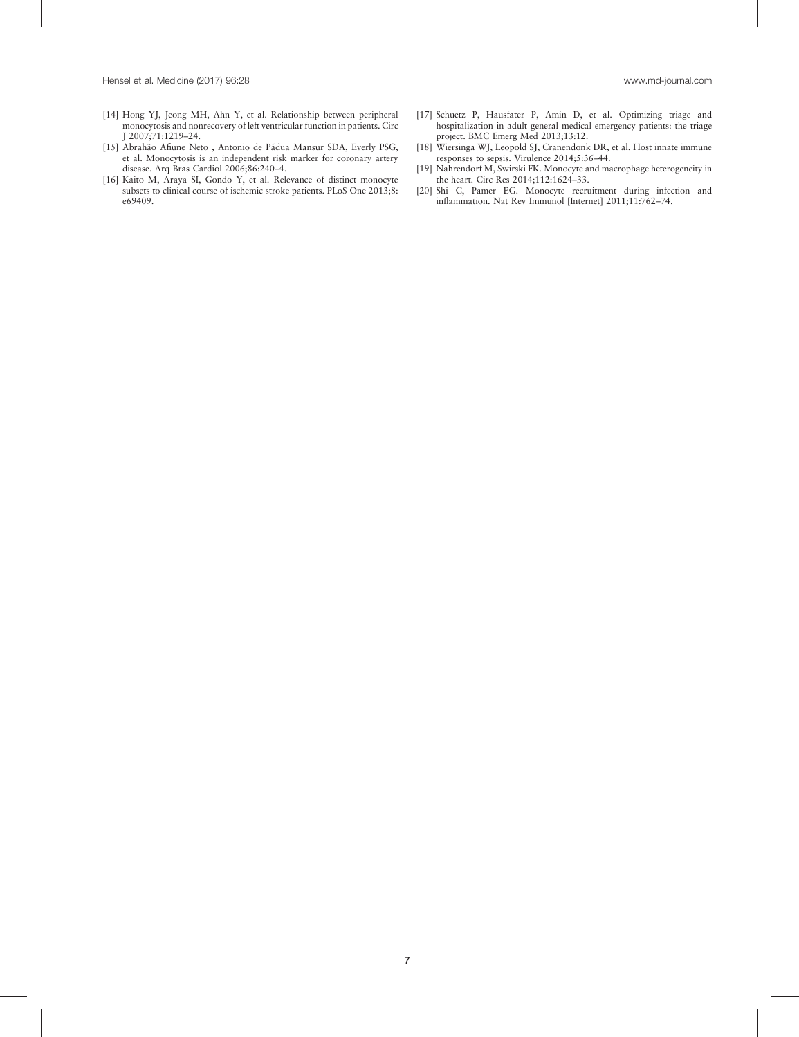[14] Hong YJ, Jeong MH, Ahn Y, et al. Relationship between peripheral monocytosis and nonrecovery of left ventricular function in patients. Circ J 2007;71:1219–24.

[15] Abrahão Afiune Neto , Antonio de Pádua Mansur SDA, Everly PSG, et al. Monocytosis is an independent risk marker for coronary artery disease. Arq Bras Cardiol 2006;86:240–4.

[16] Kaito M, Araya SI, Gondo Y, et al. Relevance of distinct monocyte subsets to clinical course of ischemic stroke patients. PLoS One 2013;8: e69409.

[17] Schuetz P, Hausfater P, Amin D, et al. Optimizing triage and hospitalization in adult general medical emergency patients: the triage project. BMC Emerg Med 2013;13:12.

[18] Wiersinga WJ, Leopold SJ, Cranendonk DR, et al. Host innate immune responses to sepsis. Virulence 2014;5:36–44.

[19] Nahrendorf M, Swirski FK. Monocyte and macrophage heterogeneity in the heart. Circ Res 2014;112:1624–33.

[20] Shi C, Pamer EG. Monocyte recruitment during infection and inflammation. Nat Rev Immunol [Internet] 2011;11:762–74.